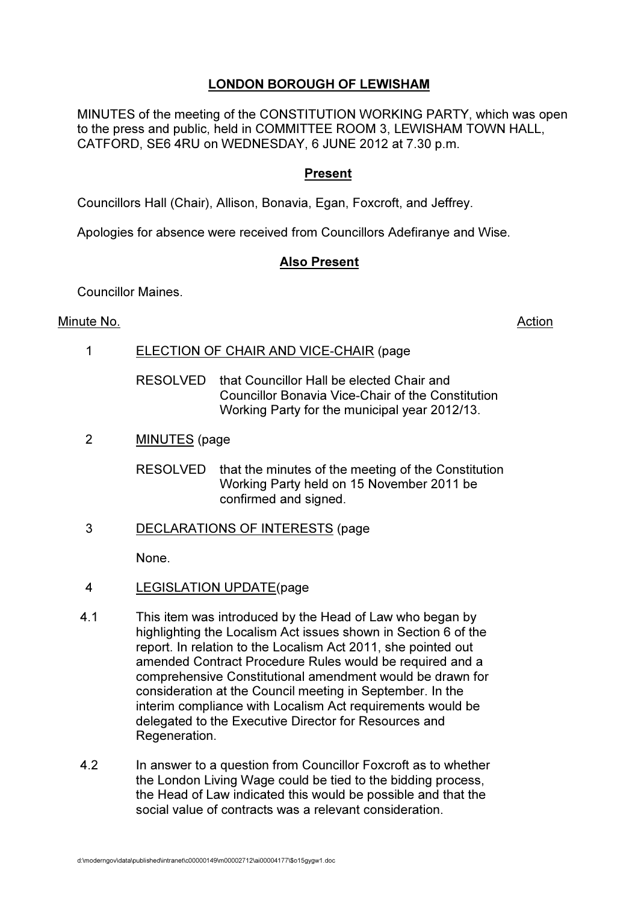# LONDON BOROUGH OF LEWISHAM

MINUTES of the meeting of the CONSTITUTION WORKING PARTY, which was open to the press and public, held in COMMITTEE ROOM 3, LEWISHAM TOWN HALL, CATFORD, SE6 4RU on WEDNESDAY, 6 JUNE 2012 at 7.30 p.m.

## Present

Councillors Hall (Chair), Allison, Bonavia, Egan, Foxcroft, and Jeffrey.

Apologies for absence were received from Councillors Adefiranye and Wise.

## Also Present

Councillor Maines.

Minute No. | Action

1 ELECTION OF CHAIR AND VICE-CHAIR (page

RESOLVED that Councillor Hall be elected Chair and Councillor Bonavia Vice-Chair of the Constitution Working Party for the municipal year 2012/13.

2 MINUTES (page

RESOLVED that the minutes of the meeting of the Constitution Working Party held on 15 November 2011 be confirmed and signed.

3 DECLARATIONS OF INTERESTS (page

None.

4 LEGISLATION UPDATE(page

4.1 This item was introduced by the Head of Law who began by highlighting the Localism Act issues shown in Section 6 of the report. In relation to the Localism Act 2011, she pointed out amended Contract Procedure Rules would be required and a comprehensive Constitutional amendment would be drawn for consideration at the Council meeting in September. In the interim compliance with Localism Act requirements would be delegated to the Executive Director for Resources and Regeneration.

4.2 In answer to a question from Councillor Foxcroft as to whether the London Living Wage could be tied to the bidding process, the Head of Law indicated this would be possible and that the social value of contracts was a relevant consideration.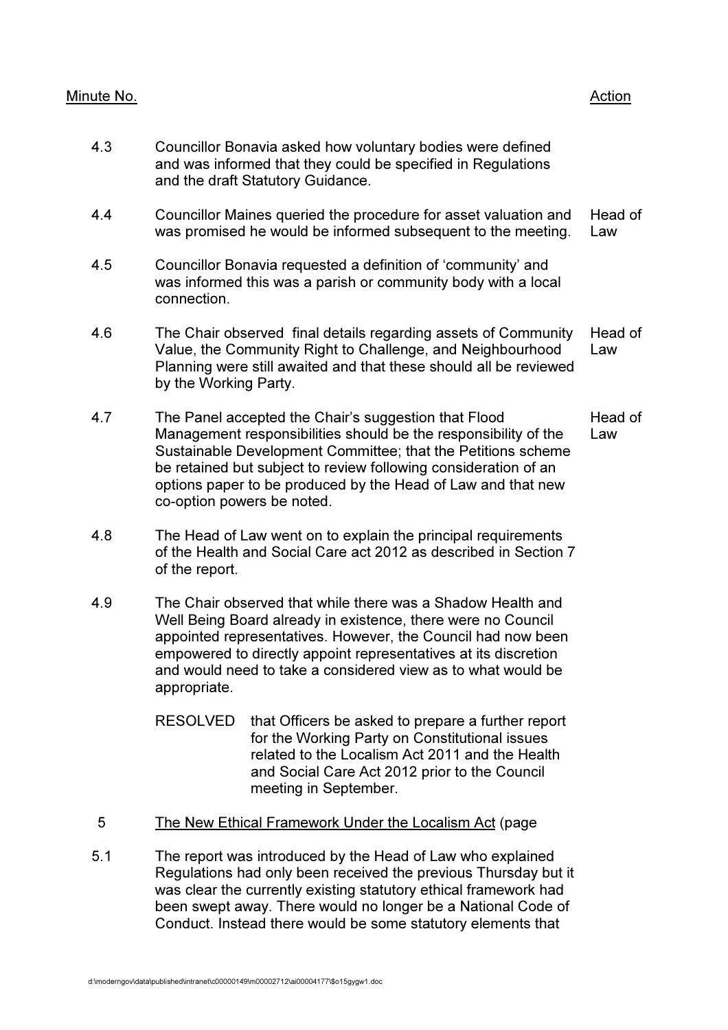| Minute No. | | Action |
|---|---|---|
| 4.3 | Councillor Bonavia asked how voluntary bodies were defined and was informed that they could be specified in Regulations and the draft Statutory Guidance. | |
| 4.4 | Councillor Maines queried the procedure for asset valuation and was promised he would be informed subsequent to the meeting. | Head of Law |
| 4.5 | Councillor Bonavia requested a definition of 'community' and was informed this was a parish or community body with a local connection. | |
| 4.6 | The Chair observed final details regarding assets of Community Value, the Community Right to Challenge, and Neighbourhood Planning were still awaited and that these should all be reviewed by the Working Party. | Head of Law |
| 4.7 | The Panel accepted the Chair's suggestion that Flood Management responsibilities should be the responsibility of the Sustainable Development Committee; that the Petitions scheme be retained but subject to review following consideration of an options paper to be produced by the Head of Law and that new co-option powers be noted. | Head of Law |
| 4.8 | The Head of Law went on to explain the principal requirements of the Health and Social Care act 2012 as described in Section 7 of the report. | |
| 4.9 | The Chair observed that while there was a Shadow Health and Well Being Board already in existence, there were no Council appointed representatives. However, the Council had now been empowered to directly appoint representatives at its discretion and would need to take a considered view as to what would be appropriate.<br><br>RESOLVED that Officers be asked to prepare a further report for the Working Party on Constitutional issues related to the Localism Act 2011 and the Health and Social Care Act 2012 prior to the Council meeting in September. | |
| 5 | <u>The New Ethical Framework Under the Localism Act</u> (page | |
| 5.1 | The report was introduced by the Head of Law who explained Regulations had only been received the previous Thursday but it was clear the currently existing statutory ethical framework had been swept away. There would no longer be a National Code of Conduct. Instead there would be some statutory elements that | |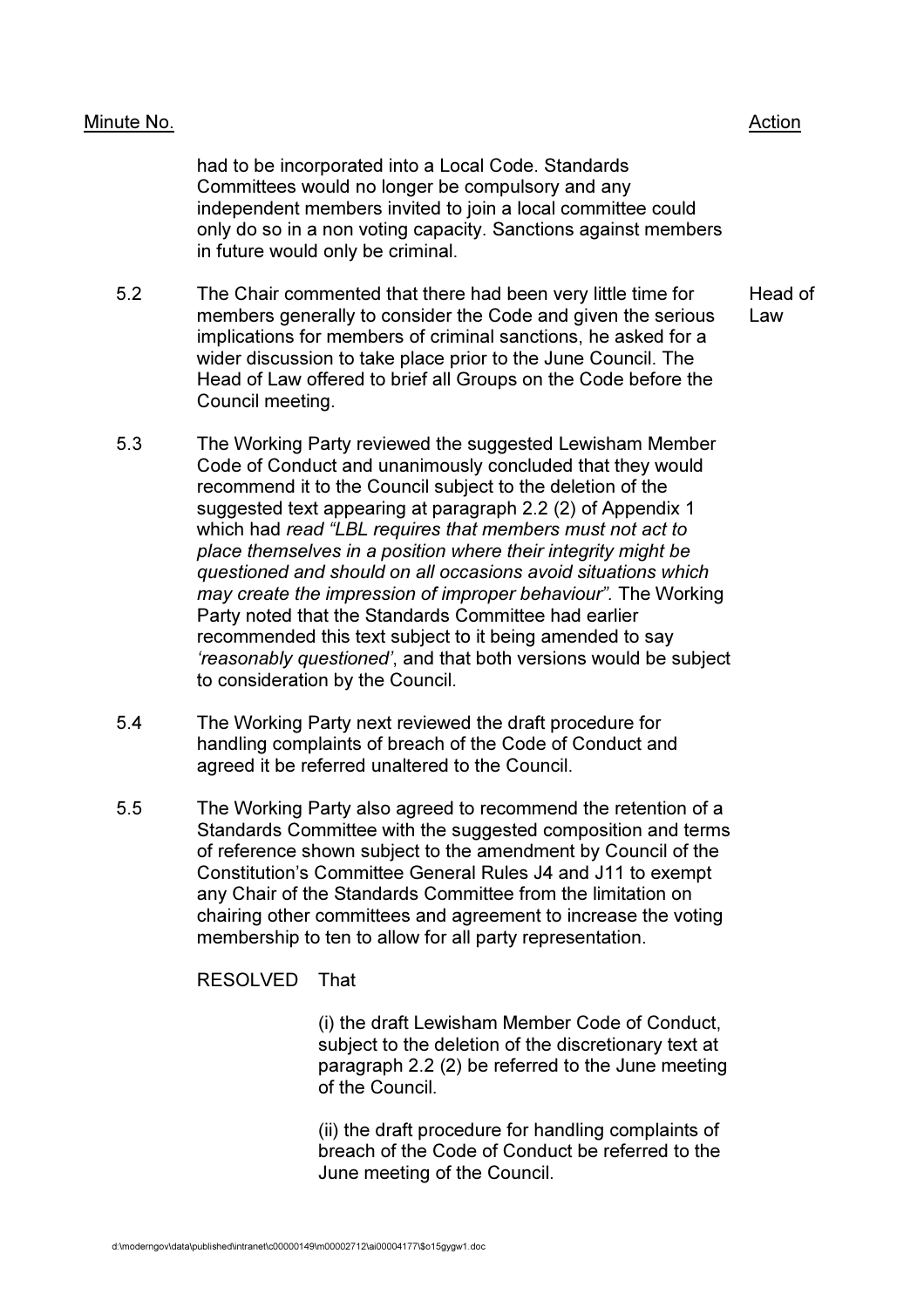| Minute No. | | Action |
|---|---|---|
| | had to be incorporated into a Local Code. Standards Committees would no longer be compulsory and any independent members invited to join a local committee could only do so in a non voting capacity. Sanctions against members in future would only be criminal. | |
| 5.2 | The Chair commented that there had been very little time for members generally to consider the Code and given the serious implications for members of criminal sanctions, he asked for a wider discussion to take place prior to the June Council. The Head of Law offered to brief all Groups on the Code before the Council meeting. | Head of Law |
| 5.3 | The Working Party reviewed the suggested Lewisham Member Code of Conduct and unanimously concluded that they would recommend it to the Council subject to the deletion of the suggested text appearing at paragraph 2.2 (2) of Appendix 1 which had *read "LBL requires that members must not act to place themselves in a position where their integrity might be questioned and should on all occasions avoid situations which may create the impression of improper behaviour".* The Working Party noted that the Standards Committee had earlier recommended this text subject to it being amended to say *'reasonably questioned'*, and that both versions would be subject to consideration by the Council. | |
| 5.4 | The Working Party next reviewed the draft procedure for handling complaints of breach of the Code of Conduct and agreed it be referred unaltered to the Council. | |
| 5.5 | The Working Party also agreed to recommend the retention of a Standards Committee with the suggested composition and terms of reference shown subject to the amendment by Council of the Constitution's Committee General Rules J4 and J11 to exempt any Chair of the Standards Committee from the limitation on chairing other committees and agreement to increase the voting membership to ten to allow for all party representation. | |

RESOLVED That

(i) the draft Lewisham Member Code of Conduct, subject to the deletion of the discretionary text at paragraph 2.2 (2) be referred to the June meeting of the Council.

(ii) the draft procedure for handling complaints of breach of the Code of Conduct be referred to the June meeting of the Council.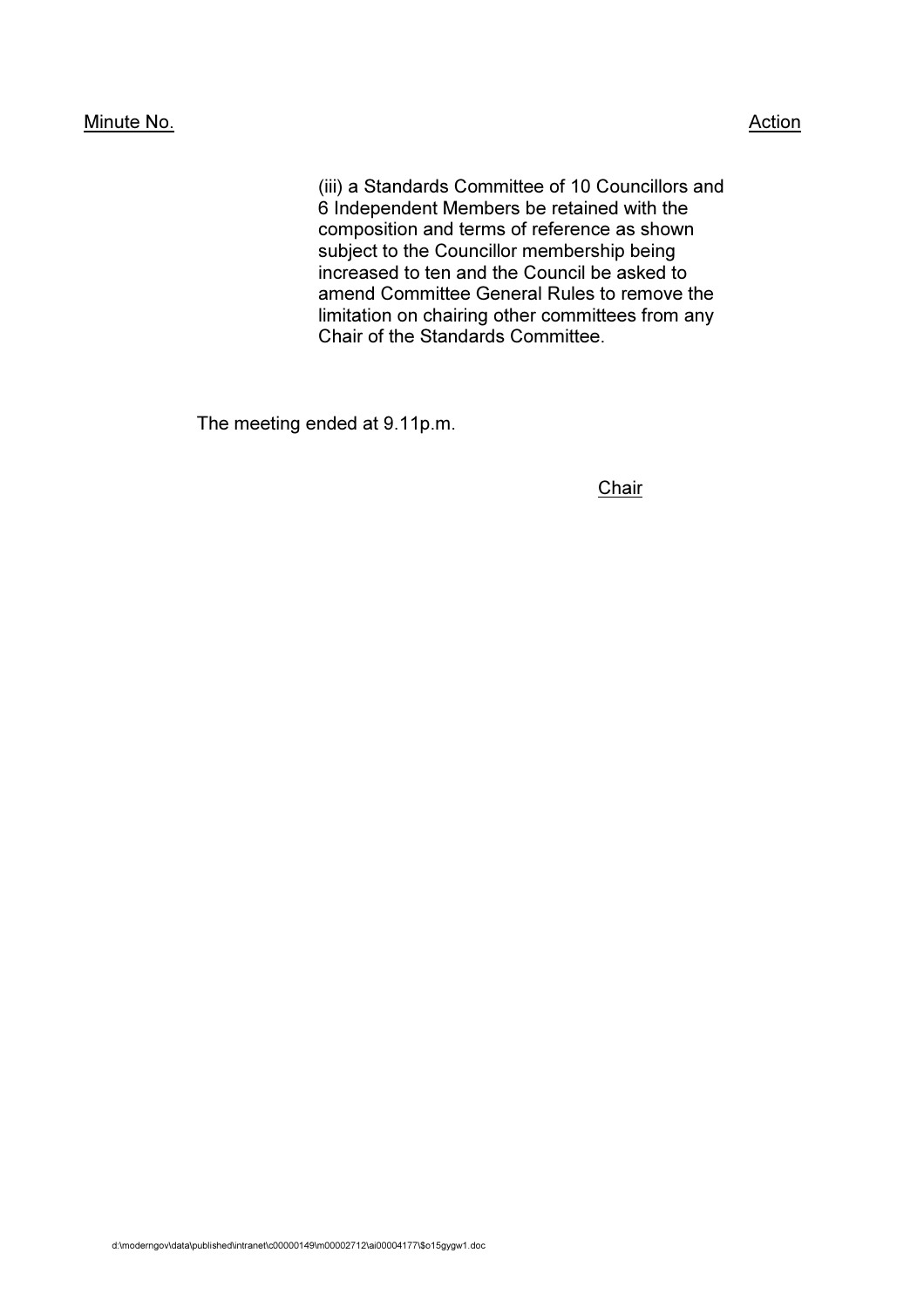Minute No. Action

(iii) a Standards Committee of 10 Councillors and 6 Independent Members be retained with the composition and terms of reference as shown subject to the Councillor membership being increased to ten and the Council be asked to amend Committee General Rules to remove the limitation on chairing other committees from any Chair of the Standards Committee.

The meeting ended at 9.11p.m.

Chair